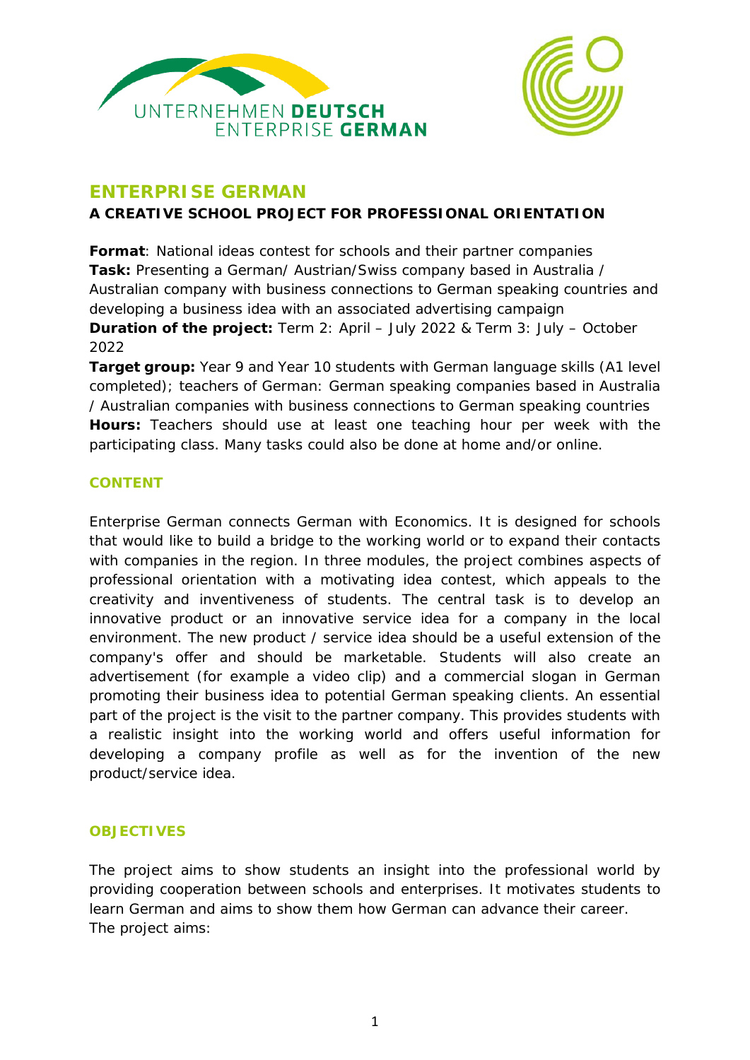UNTERNEHMEN **DEUTSCH**
ENTERPRISE **GERMAN**

# ENTERPRISE GERMAN

**A CREATIVE SCHOOL PROJECT FOR PROFESSIONAL ORIENTATION**

**Format**: National ideas contest for schools and their partner companies
**Task:** Presenting a German/ Austrian/Swiss company based in Australia / Australian company with business connections to German speaking countries and developing a business idea with an associated advertising campaign
**Duration of the project:** Term 2: April – July 2022 & Term 3: July – October 2022
**Target group:** Year 9 and Year 10 students with German language skills (A1 level completed); teachers of German: German speaking companies based in Australia / Australian companies with business connections to German speaking countries
**Hours:** Teachers should use at least one teaching hour per week with the participating class. Many tasks could also be done at home and/or online.

## CONTENT

Enterprise German connects German with Economics. It is designed for schools that would like to build a bridge to the working world or to expand their contacts with companies in the region. In three modules, the project combines aspects of professional orientation with a motivating idea contest, which appeals to the creativity and inventiveness of students. The central task is to develop an innovative product or an innovative service idea for a company in the local environment. The new product / service idea should be a useful extension of the company's offer and should be marketable. Students will also create an advertisement (for example a video clip) and a commercial slogan in German promoting their business idea to potential German speaking clients. An essential part of the project is the visit to the partner company. This provides students with a realistic insight into the working world and offers useful information for developing a company profile as well as for the invention of the new product/service idea.

## OBJECTIVES

The project aims to show students an insight into the professional world by providing cooperation between schools and enterprises. It motivates students to learn German and aims to show them how German can advance their career.
The project aims: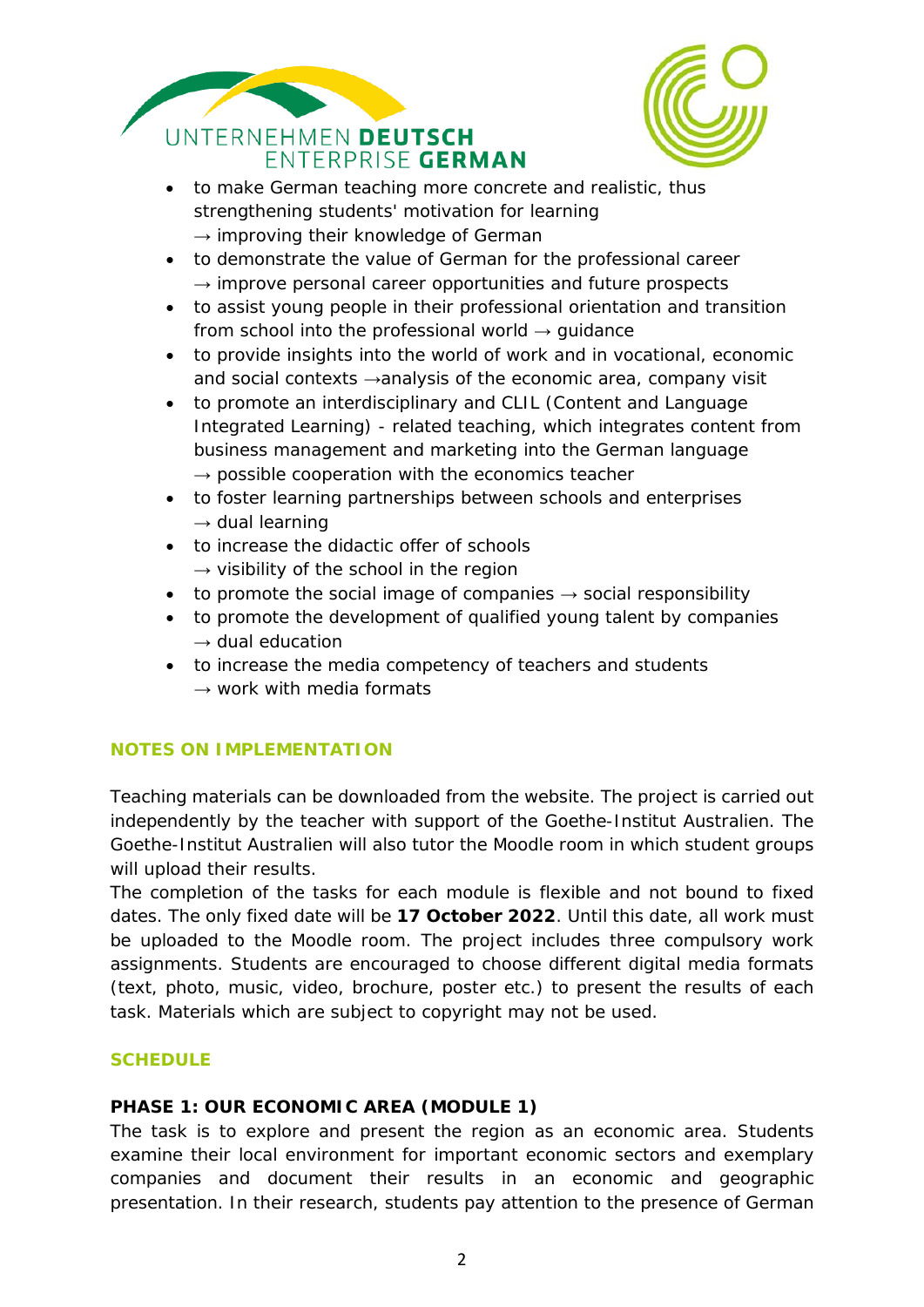- to make German teaching more concrete and realistic, thus strengthening students' motivation for learning
  → improving their knowledge of German
- to demonstrate the value of German for the professional career
  → improve personal career opportunities and future prospects
- to assist young people in their professional orientation and transition from school into the professional world → guidance
- to provide insights into the world of work and in vocational, economic and social contexts →analysis of the economic area, company visit
- to promote an interdisciplinary and CLIL (Content and Language Integrated Learning) - related teaching, which integrates content from business management and marketing into the German language
  → possible cooperation with the economics teacher
- to foster learning partnerships between schools and enterprises
  → dual learning
- to increase the didactic offer of schools
  → visibility of the school in the region
- to promote the social image of companies → social responsibility
- to promote the development of qualified young talent by companies
  → dual education
- to increase the media competency of teachers and students
  → work with media formats

## NOTES ON IMPLEMENTATION

Teaching materials can be downloaded from the website. The project is carried out independently by the teacher with support of the Goethe-Institut Australien. The Goethe-Institut Australien will also tutor the Moodle room in which student groups will upload their results.
The completion of the tasks for each module is flexible and not bound to fixed dates. The only fixed date will be **17 October 2022**. Until this date, all work must be uploaded to the Moodle room. The project includes three compulsory work assignments. Students are encouraged to choose different digital media formats (text, photo, music, video, brochure, poster etc.) to present the results of each task. Materials which are subject to copyright may not be used.

## SCHEDULE

### PHASE 1: OUR ECONOMIC AREA (MODULE 1)

The task is to explore and present the region as an economic area. Students examine their local environment for important economic sectors and exemplary companies and document their results in an economic and geographic presentation. In their research, students pay attention to the presence of German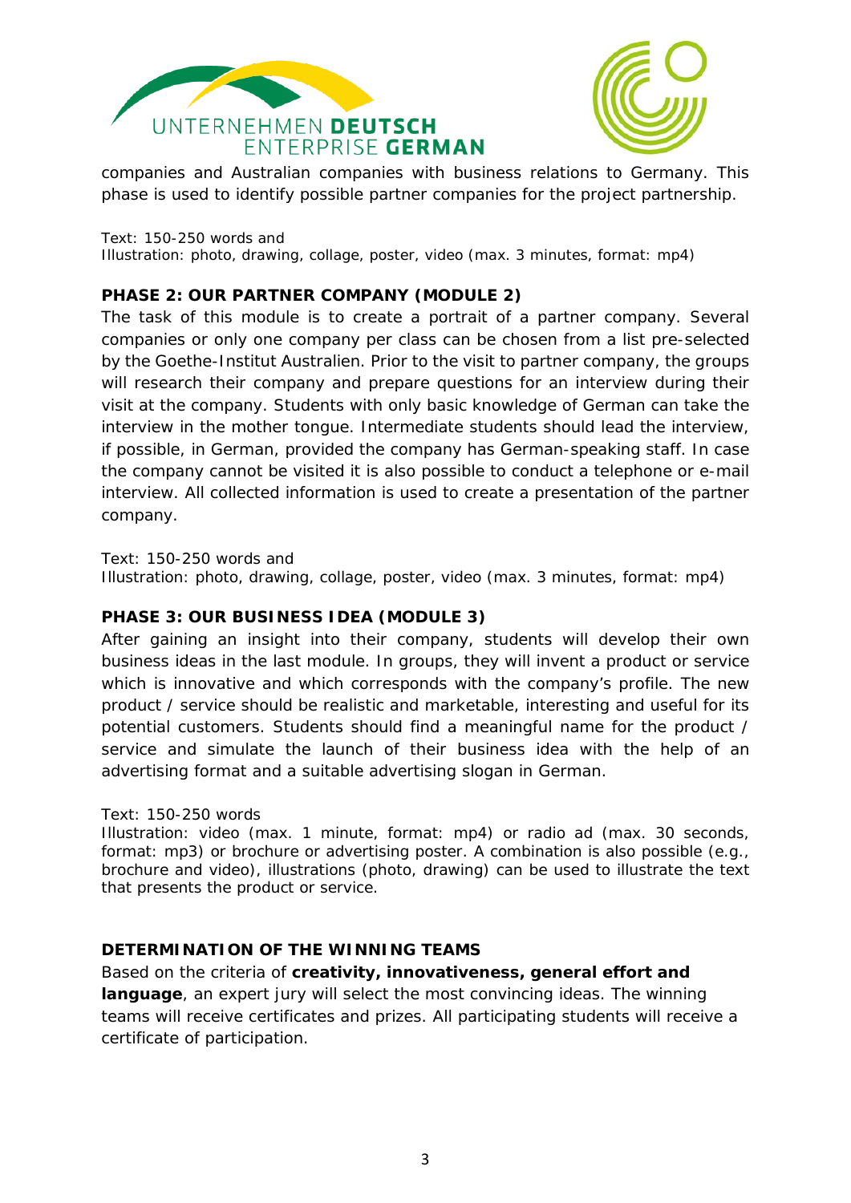companies and Australian companies with business relations to Germany. This phase is used to identify possible partner companies for the project partnership.

Text: 150-250 words and
Illustration: photo, drawing, collage, poster, video (max. 3 minutes, format: mp4)

**PHASE 2: OUR PARTNER COMPANY (MODULE 2)**

The task of this module is to create a portrait of a partner company. Several companies or only one company per class can be chosen from a list pre-selected by the Goethe-Institut Australien. Prior to the visit to partner company, the groups will research their company and prepare questions for an interview during their visit at the company. Students with only basic knowledge of German can take the interview in the mother tongue. Intermediate students should lead the interview, if possible, in German, provided the company has German-speaking staff. In case the company cannot be visited it is also possible to conduct a telephone or e-mail interview. All collected information is used to create a presentation of the partner company.

Text: 150-250 words and
Illustration: photo, drawing, collage, poster, video (max. 3 minutes, format: mp4)

**PHASE 3: OUR BUSINESS IDEA (MODULE 3)**

After gaining an insight into their company, students will develop their own business ideas in the last module. In groups, they will invent a product or service which is innovative and which corresponds with the company's profile. The new product / service should be realistic and marketable, interesting and useful for its potential customers. Students should find a meaningful name for the product / service and simulate the launch of their business idea with the help of an advertising format and a suitable advertising slogan in German.

Text: 150-250 words
Illustration: video (max. 1 minute, format: mp4) or radio ad (max. 30 seconds, format: mp3) or brochure or advertising poster. A combination is also possible (e.g., brochure and video), illustrations (photo, drawing) can be used to illustrate the text that presents the product or service.

**DETERMINATION OF THE WINNING TEAMS**

Based on the criteria of **creativity, innovativeness, general effort and language**, an expert jury will select the most convincing ideas. The winning teams will receive certificates and prizes. All participating students will receive a certificate of participation.